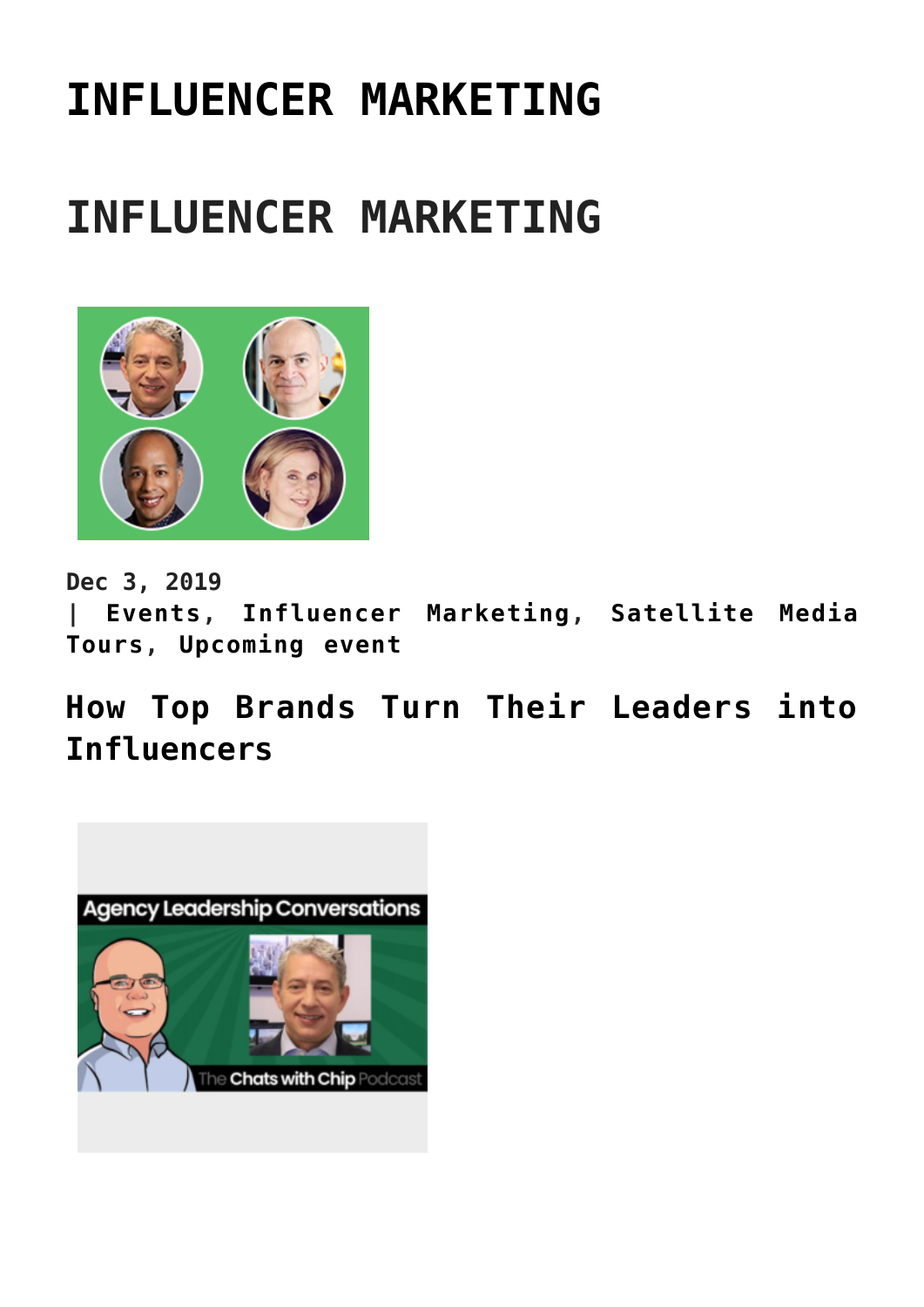# INFLUENCER MARKETING

# INFLUENCER MARKETING

**Dec 3, 2019**
**| Events, Influencer Marketing, Satellite Media Tours, Upcoming event**

## How Top Brands Turn Their Leaders into Influencers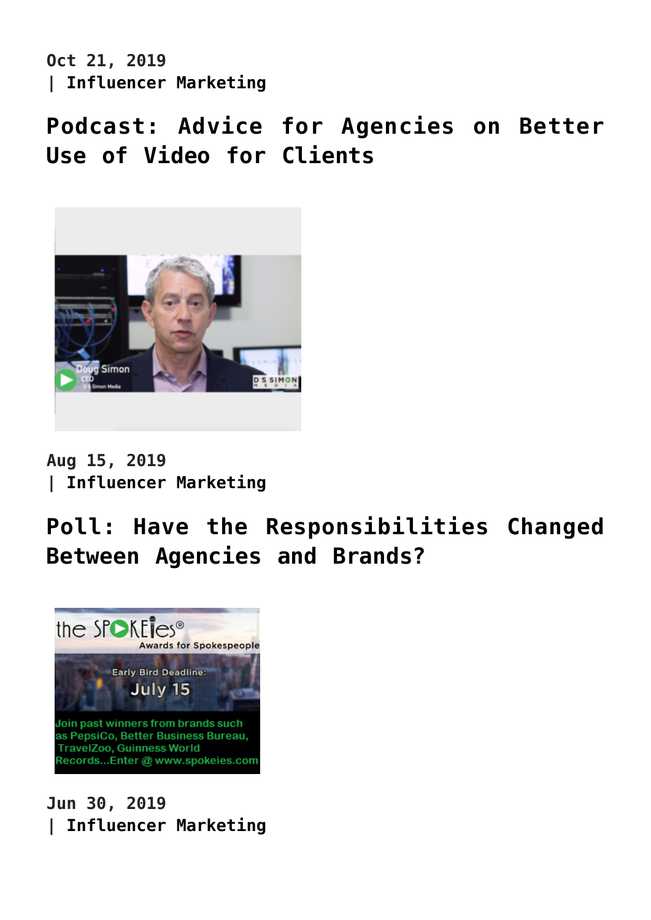Oct 21, 2019
| Influencer Marketing

## Podcast: Advice for Agencies on Better Use of Video for Clients

Aug 15, 2019
| Influencer Marketing

## Poll: Have the Responsibilities Changed Between Agencies and Brands?

Jun 30, 2019
| Influencer Marketing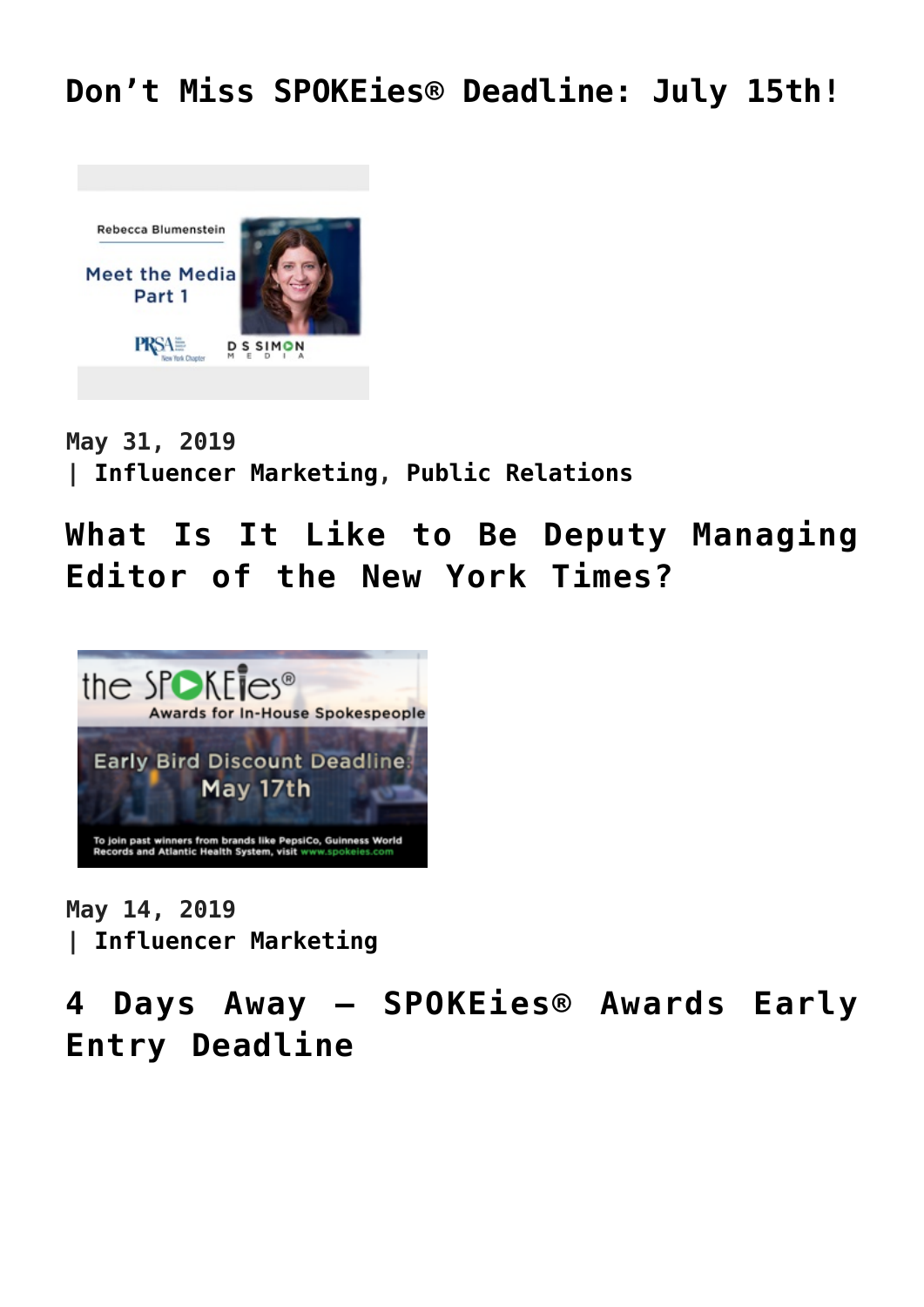## Don't Miss SPOKEies® Deadline: July 15th!

May 31, 2019
| Influencer Marketing, Public Relations

## What Is It Like to Be Deputy Managing Editor of the New York Times?

May 14, 2019
| Influencer Marketing

## 4 Days Away – SPOKEies® Awards Early Entry Deadline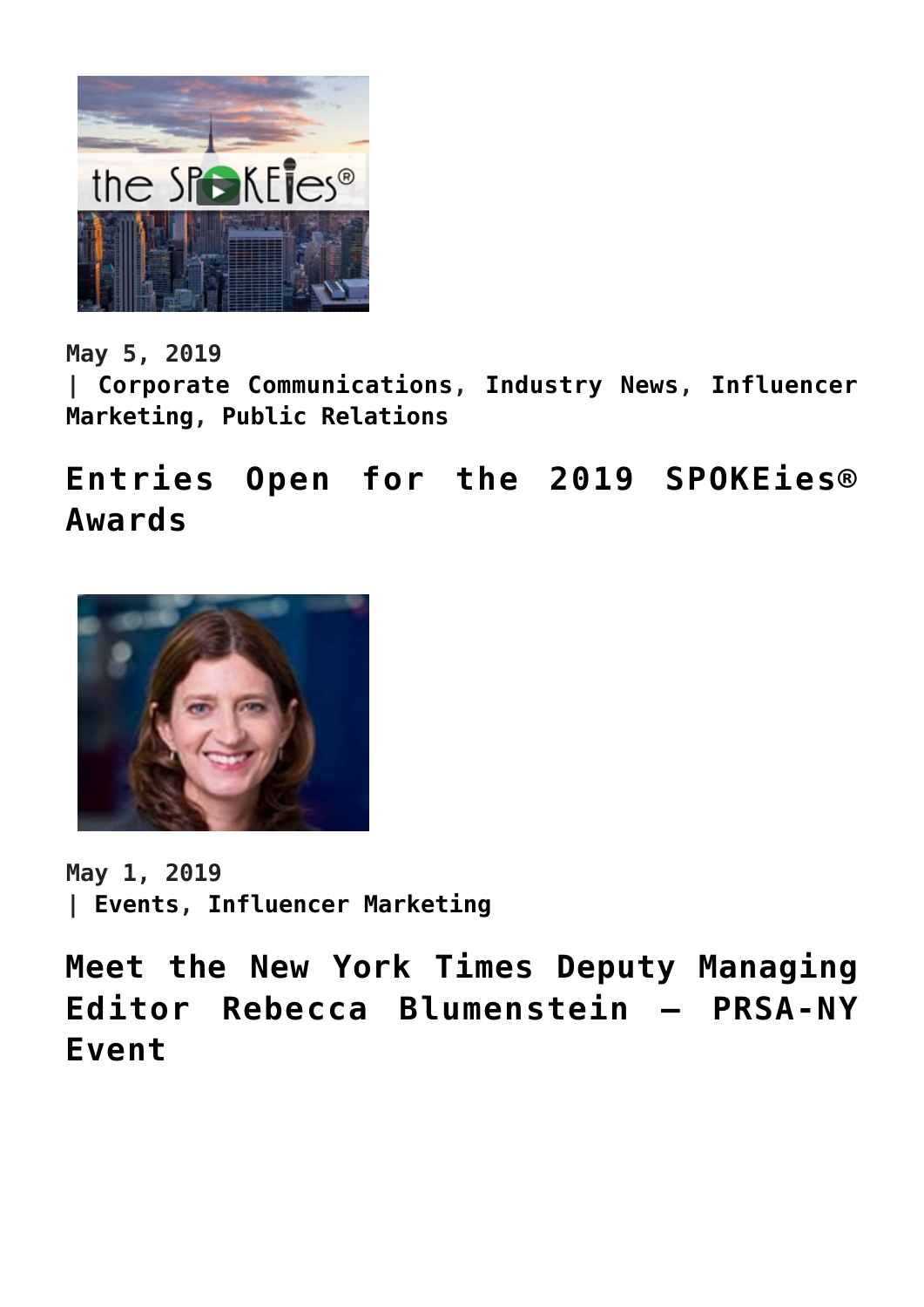May 5, 2019
| Corporate Communications, Industry News, Influencer Marketing, Public Relations

## Entries Open for the 2019 SPOKEies® Awards

May 1, 2019
| Events, Influencer Marketing

## Meet the New York Times Deputy Managing Editor Rebecca Blumenstein – PRSA-NY Event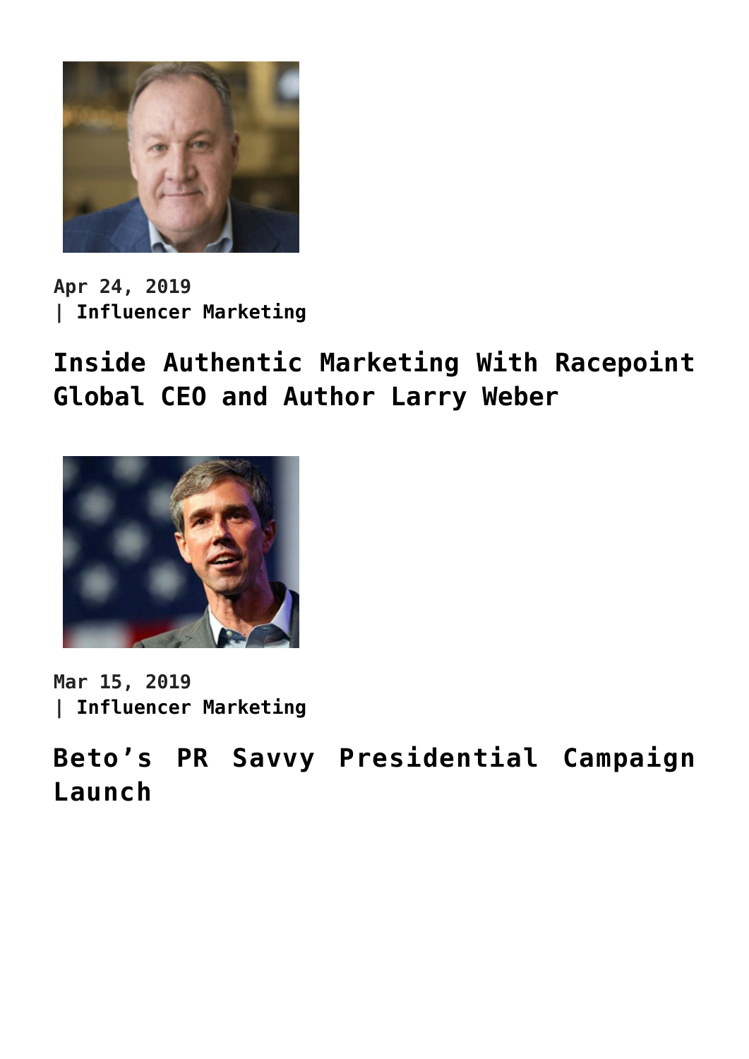Apr 24, 2019
| **Influencer Marketing**

## Inside Authentic Marketing With Racepoint Global CEO and Author Larry Weber

Mar 15, 2019
| **Influencer Marketing**

## Beto's PR Savvy Presidential Campaign Launch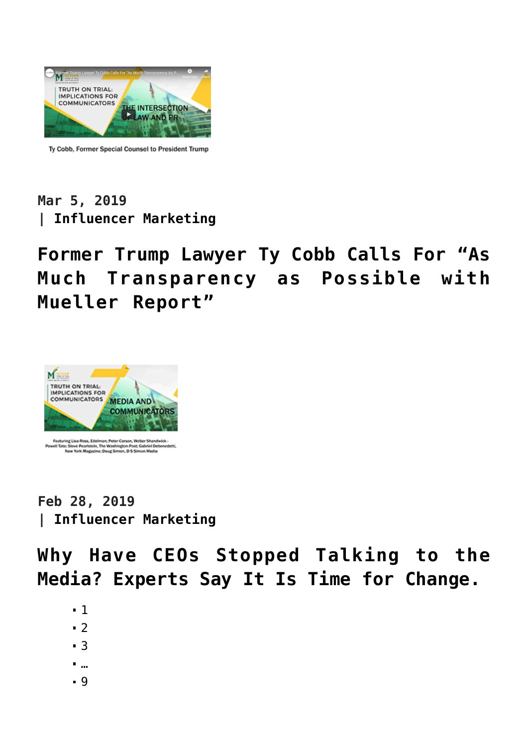Mar 5, 2019
| Influencer Marketing

## Former Trump Lawyer Ty Cobb Calls For "As Much Transparency as Possible with Mueller Report"

Feb 28, 2019
| Influencer Marketing

## Why Have CEOs Stopped Talking to the Media? Experts Say It Is Time for Change.

- 1
- 2
- 3
- …
- 9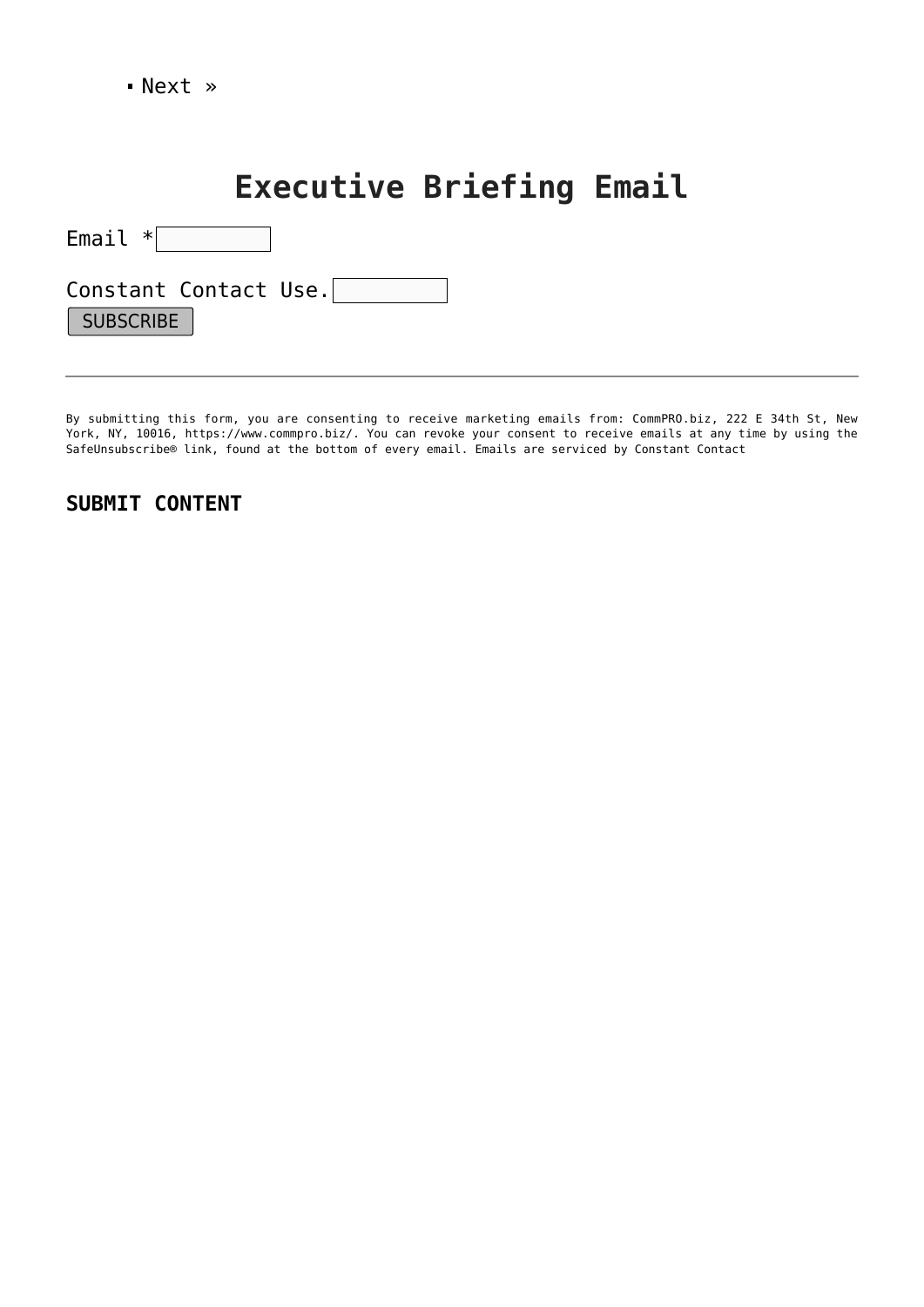- Next »

# Executive Briefing Email

Email *

Constant Contact Use.

SUBSCRIBE

---

By submitting this form, you are consenting to receive marketing emails from: CommPRO.biz, 222 E 34th St, New York, NY, 10016, https://www.commpro.biz/. You can revoke your consent to receive emails at any time by using the SafeUnsubscribe® link, found at the bottom of every email. Emails are serviced by Constant Contact

### SUBMIT CONTENT